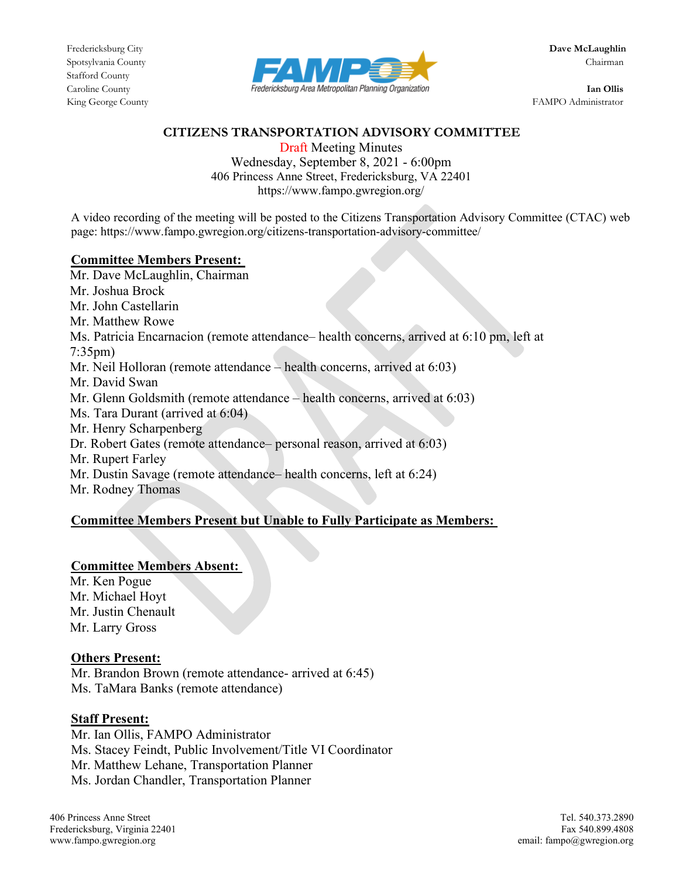Fredericksburg City
Spotsylvania County
Stafford County
Caroline County
King George County

**Dave McLaughlin**
Chairman

**Ian Ollis**
FAMPO Administrator

# CITIZENS TRANSPORTATION ADVISORY COMMITTEE

Draft Meeting Minutes
Wednesday, September 8, 2021 - 6:00pm
406 Princess Anne Street, Fredericksburg, VA 22401
https://www.fampo.gwregion.org/

A video recording of the meeting will be posted to the Citizens Transportation Advisory Committee (CTAC) web page: https://www.fampo.gwregion.org/citizens-transportation-advisory-committee/

**Committee Members Present:**

Mr. Dave McLaughlin, Chairman
Mr. Joshua Brock
Mr. John Castellarin
Mr. Matthew Rowe
Ms. Patricia Encarnacion (remote attendance– health concerns, arrived at 6:10 pm, left at 7:35pm)
Mr. Neil Holloran (remote attendance – health concerns, arrived at 6:03)
Mr. David Swan
Mr. Glenn Goldsmith (remote attendance – health concerns, arrived at 6:03)
Ms. Tara Durant (arrived at 6:04)
Mr. Henry Scharpenberg
Dr. Robert Gates (remote attendance– personal reason, arrived at 6:03)
Mr. Rupert Farley
Mr. Dustin Savage (remote attendance– health concerns, left at 6:24)
Mr. Rodney Thomas

**Committee Members Present but Unable to Fully Participate as Members:**

**Committee Members Absent:**

Mr. Ken Pogue
Mr. Michael Hoyt
Mr. Justin Chenault
Mr. Larry Gross

**Others Present:**

Mr. Brandon Brown (remote attendance- arrived at 6:45)
Ms. TaMara Banks (remote attendance)

**Staff Present:**

Mr. Ian Ollis, FAMPO Administrator
Ms. Stacey Feindt, Public Involvement/Title VI Coordinator
Mr. Matthew Lehane, Transportation Planner
Ms. Jordan Chandler, Transportation Planner

406 Princess Anne Street
Fredericksburg, Virginia 22401
www.fampo.gwregion.org

Tel. 540.373.2890
Fax 540.899.4808
email: fampo@gwregion.org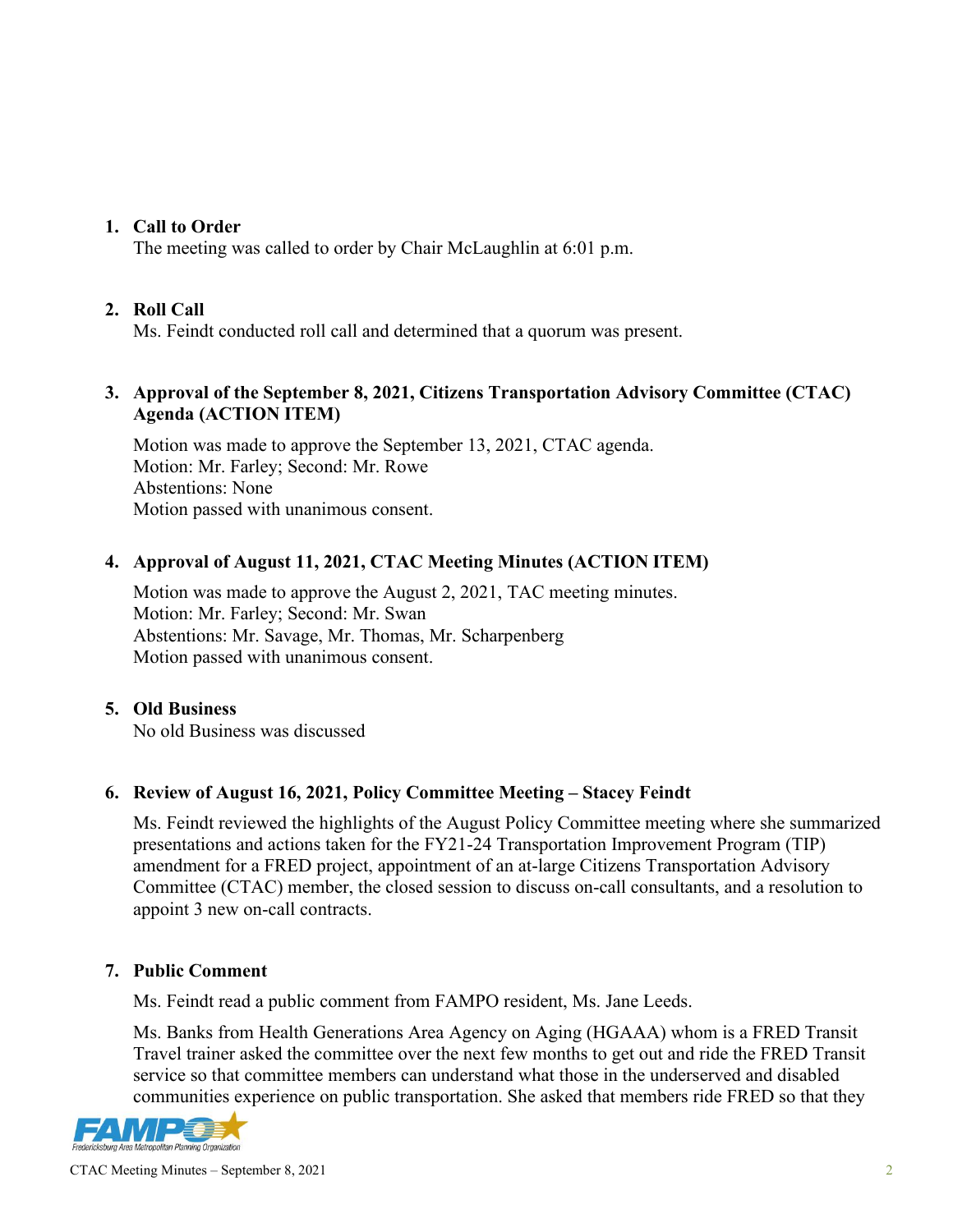1. **Call to Order**
   The meeting was called to order by Chair McLaughlin at 6:01 p.m.

2. **Roll Call**
   Ms. Feindt conducted roll call and determined that a quorum was present.

3. **Approval of the September 8, 2021, Citizens Transportation Advisory Committee (CTAC) Agenda (ACTION ITEM)**

   Motion was made to approve the September 13, 2021, CTAC agenda.
   Motion: Mr. Farley; Second: Mr. Rowe
   Abstentions: None
   Motion passed with unanimous consent.

4. **Approval of August 11, 2021, CTAC Meeting Minutes (ACTION ITEM)**

   Motion was made to approve the August 2, 2021, TAC meeting minutes.
   Motion: Mr. Farley; Second: Mr. Swan
   Abstentions: Mr. Savage, Mr. Thomas, Mr. Scharpenberg
   Motion passed with unanimous consent.

5. **Old Business**
   No old Business was discussed

6. **Review of August 16, 2021, Policy Committee Meeting – Stacey Feindt**

   Ms. Feindt reviewed the highlights of the August Policy Committee meeting where she summarized presentations and actions taken for the FY21-24 Transportation Improvement Program (TIP) amendment for a FRED project, appointment of an at-large Citizens Transportation Advisory Committee (CTAC) member, the closed session to discuss on-call consultants, and a resolution to appoint 3 new on-call contracts.

7. **Public Comment**

   Ms. Feindt read a public comment from FAMPO resident, Ms. Jane Leeds.

   Ms. Banks from Health Generations Area Agency on Aging (HGAAA) whom is a FRED Transit Travel trainer asked the committee over the next few months to get out and ride the FRED Transit service so that committee members can understand what those in the underserved and disabled communities experience on public transportation. She asked that members ride FRED so that they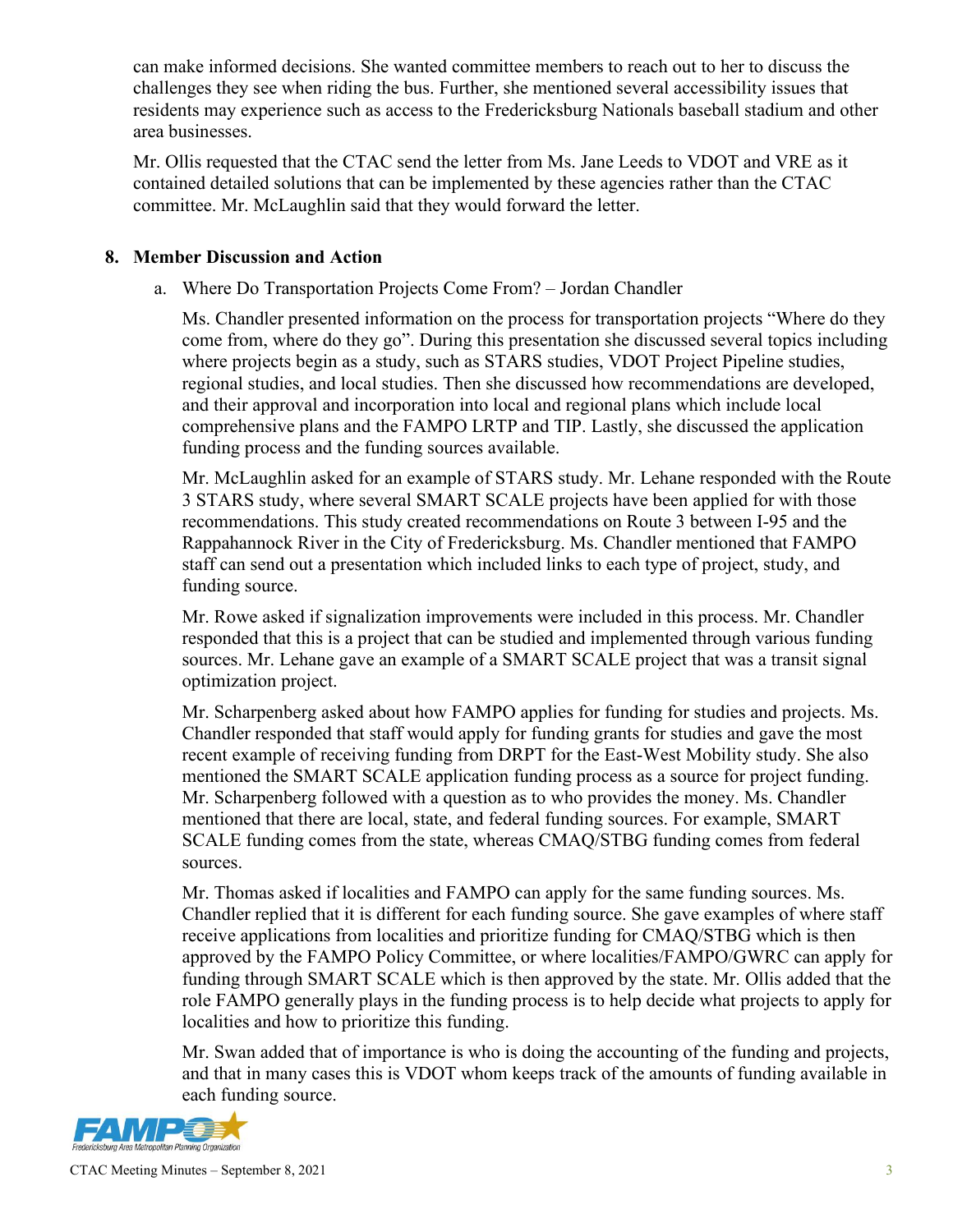can make informed decisions. She wanted committee members to reach out to her to discuss the challenges they see when riding the bus. Further, she mentioned several accessibility issues that residents may experience such as access to the Fredericksburg Nationals baseball stadium and other area businesses.

Mr. Ollis requested that the CTAC send the letter from Ms. Jane Leeds to VDOT and VRE as it contained detailed solutions that can be implemented by these agencies rather than the CTAC committee. Mr. McLaughlin said that they would forward the letter.

**8. Member Discussion and Action**

a. Where Do Transportation Projects Come From? – Jordan Chandler

Ms. Chandler presented information on the process for transportation projects "Where do they come from, where do they go". During this presentation she discussed several topics including where projects begin as a study, such as STARS studies, VDOT Project Pipeline studies, regional studies, and local studies. Then she discussed how recommendations are developed, and their approval and incorporation into local and regional plans which include local comprehensive plans and the FAMPO LRTP and TIP. Lastly, she discussed the application funding process and the funding sources available.

Mr. McLaughlin asked for an example of STARS study. Mr. Lehane responded with the Route 3 STARS study, where several SMART SCALE projects have been applied for with those recommendations. This study created recommendations on Route 3 between I-95 and the Rappahannock River in the City of Fredericksburg. Ms. Chandler mentioned that FAMPO staff can send out a presentation which included links to each type of project, study, and funding source.

Mr. Rowe asked if signalization improvements were included in this process. Mr. Chandler responded that this is a project that can be studied and implemented through various funding sources. Mr. Lehane gave an example of a SMART SCALE project that was a transit signal optimization project.

Mr. Scharpenberg asked about how FAMPO applies for funding for studies and projects. Ms. Chandler responded that staff would apply for funding grants for studies and gave the most recent example of receiving funding from DRPT for the East-West Mobility study. She also mentioned the SMART SCALE application funding process as a source for project funding. Mr. Scharpenberg followed with a question as to who provides the money. Ms. Chandler mentioned that there are local, state, and federal funding sources. For example, SMART SCALE funding comes from the state, whereas CMAQ/STBG funding comes from federal sources.

Mr. Thomas asked if localities and FAMPO can apply for the same funding sources. Ms. Chandler replied that it is different for each funding source. She gave examples of where staff receive applications from localities and prioritize funding for CMAQ/STBG which is then approved by the FAMPO Policy Committee, or where localities/FAMPO/GWRC can apply for funding through SMART SCALE which is then approved by the state. Mr. Ollis added that the role FAMPO generally plays in the funding process is to help decide what projects to apply for localities and how to prioritize this funding.

Mr. Swan added that of importance is who is doing the accounting of the funding and projects, and that in many cases this is VDOT whom keeps track of the amounts of funding available in each funding source.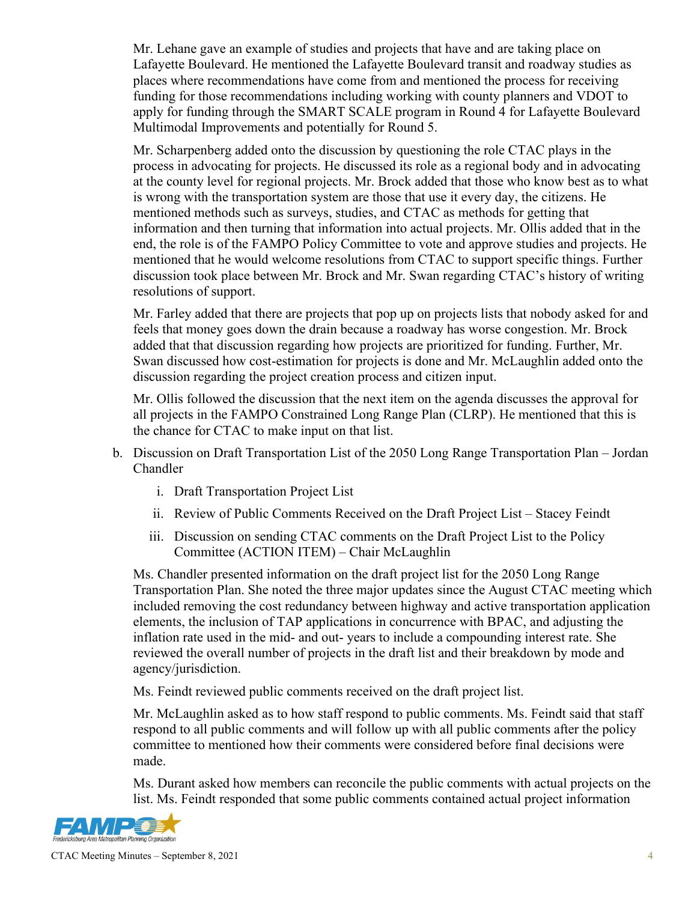Mr. Lehane gave an example of studies and projects that have and are taking place on Lafayette Boulevard. He mentioned the Lafayette Boulevard transit and roadway studies as places where recommendations have come from and mentioned the process for receiving funding for those recommendations including working with county planners and VDOT to apply for funding through the SMART SCALE program in Round 4 for Lafayette Boulevard Multimodal Improvements and potentially for Round 5.

Mr. Scharpenberg added onto the discussion by questioning the role CTAC plays in the process in advocating for projects. He discussed its role as a regional body and in advocating at the county level for regional projects. Mr. Brock added that those who know best as to what is wrong with the transportation system are those that use it every day, the citizens. He mentioned methods such as surveys, studies, and CTAC as methods for getting that information and then turning that information into actual projects. Mr. Ollis added that in the end, the role is of the FAMPO Policy Committee to vote and approve studies and projects. He mentioned that he would welcome resolutions from CTAC to support specific things. Further discussion took place between Mr. Brock and Mr. Swan regarding CTAC's history of writing resolutions of support.

Mr. Farley added that there are projects that pop up on projects lists that nobody asked for and feels that money goes down the drain because a roadway has worse congestion. Mr. Brock added that that discussion regarding how projects are prioritized for funding. Further, Mr. Swan discussed how cost-estimation for projects is done and Mr. McLaughlin added onto the discussion regarding the project creation process and citizen input.

Mr. Ollis followed the discussion that the next item on the agenda discusses the approval for all projects in the FAMPO Constrained Long Range Plan (CLRP). He mentioned that this is the chance for CTAC to make input on that list.

b. Discussion on Draft Transportation List of the 2050 Long Range Transportation Plan – Jordan Chandler
   i. Draft Transportation Project List
   ii. Review of Public Comments Received on the Draft Project List – Stacey Feindt
   iii. Discussion on sending CTAC comments on the Draft Project List to the Policy Committee (ACTION ITEM) – Chair McLaughlin

Ms. Chandler presented information on the draft project list for the 2050 Long Range Transportation Plan. She noted the three major updates since the August CTAC meeting which included removing the cost redundancy between highway and active transportation application elements, the inclusion of TAP applications in concurrence with BPAC, and adjusting the inflation rate used in the mid- and out- years to include a compounding interest rate. She reviewed the overall number of projects in the draft list and their breakdown by mode and agency/jurisdiction.

Ms. Feindt reviewed public comments received on the draft project list.

Mr. McLaughlin asked as to how staff respond to public comments. Ms. Feindt said that staff respond to all public comments and will follow up with all public comments after the policy committee to mentioned how their comments were considered before final decisions were made.

Ms. Durant asked how members can reconcile the public comments with actual projects on the list. Ms. Feindt responded that some public comments contained actual project information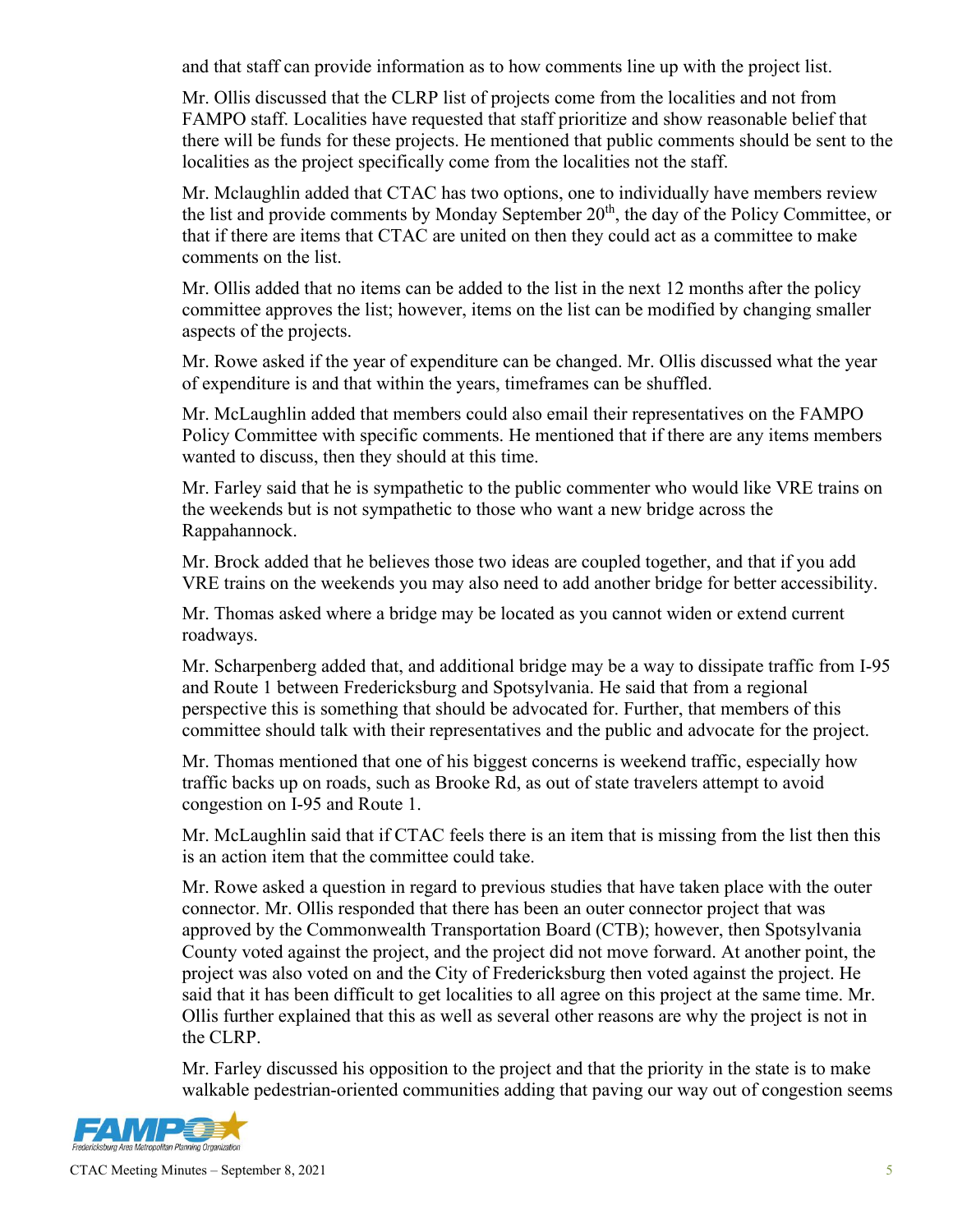and that staff can provide information as to how comments line up with the project list.

Mr. Ollis discussed that the CLRP list of projects come from the localities and not from FAMPO staff. Localities have requested that staff prioritize and show reasonable belief that there will be funds for these projects. He mentioned that public comments should be sent to the localities as the project specifically come from the localities not the staff.

Mr. Mclaughlin added that CTAC has two options, one to individually have members review the list and provide comments by Monday September 20th, the day of the Policy Committee, or that if there are items that CTAC are united on then they could act as a committee to make comments on the list.

Mr. Ollis added that no items can be added to the list in the next 12 months after the policy committee approves the list; however, items on the list can be modified by changing smaller aspects of the projects.

Mr. Rowe asked if the year of expenditure can be changed. Mr. Ollis discussed what the year of expenditure is and that within the years, timeframes can be shuffled.

Mr. McLaughlin added that members could also email their representatives on the FAMPO Policy Committee with specific comments. He mentioned that if there are any items members wanted to discuss, then they should at this time.

Mr. Farley said that he is sympathetic to the public commenter who would like VRE trains on the weekends but is not sympathetic to those who want a new bridge across the Rappahannock.

Mr. Brock added that he believes those two ideas are coupled together, and that if you add VRE trains on the weekends you may also need to add another bridge for better accessibility.

Mr. Thomas asked where a bridge may be located as you cannot widen or extend current roadways.

Mr. Scharpenberg added that, and additional bridge may be a way to dissipate traffic from I-95 and Route 1 between Fredericksburg and Spotsylvania. He said that from a regional perspective this is something that should be advocated for. Further, that members of this committee should talk with their representatives and the public and advocate for the project.

Mr. Thomas mentioned that one of his biggest concerns is weekend traffic, especially how traffic backs up on roads, such as Brooke Rd, as out of state travelers attempt to avoid congestion on I-95 and Route 1.

Mr. McLaughlin said that if CTAC feels there is an item that is missing from the list then this is an action item that the committee could take.

Mr. Rowe asked a question in regard to previous studies that have taken place with the outer connector. Mr. Ollis responded that there has been an outer connector project that was approved by the Commonwealth Transportation Board (CTB); however, then Spotsylvania County voted against the project, and the project did not move forward. At another point, the project was also voted on and the City of Fredericksburg then voted against the project. He said that it has been difficult to get localities to all agree on this project at the same time. Mr. Ollis further explained that this as well as several other reasons are why the project is not in the CLRP.

Mr. Farley discussed his opposition to the project and that the priority in the state is to make walkable pedestrian-oriented communities adding that paving our way out of congestion seems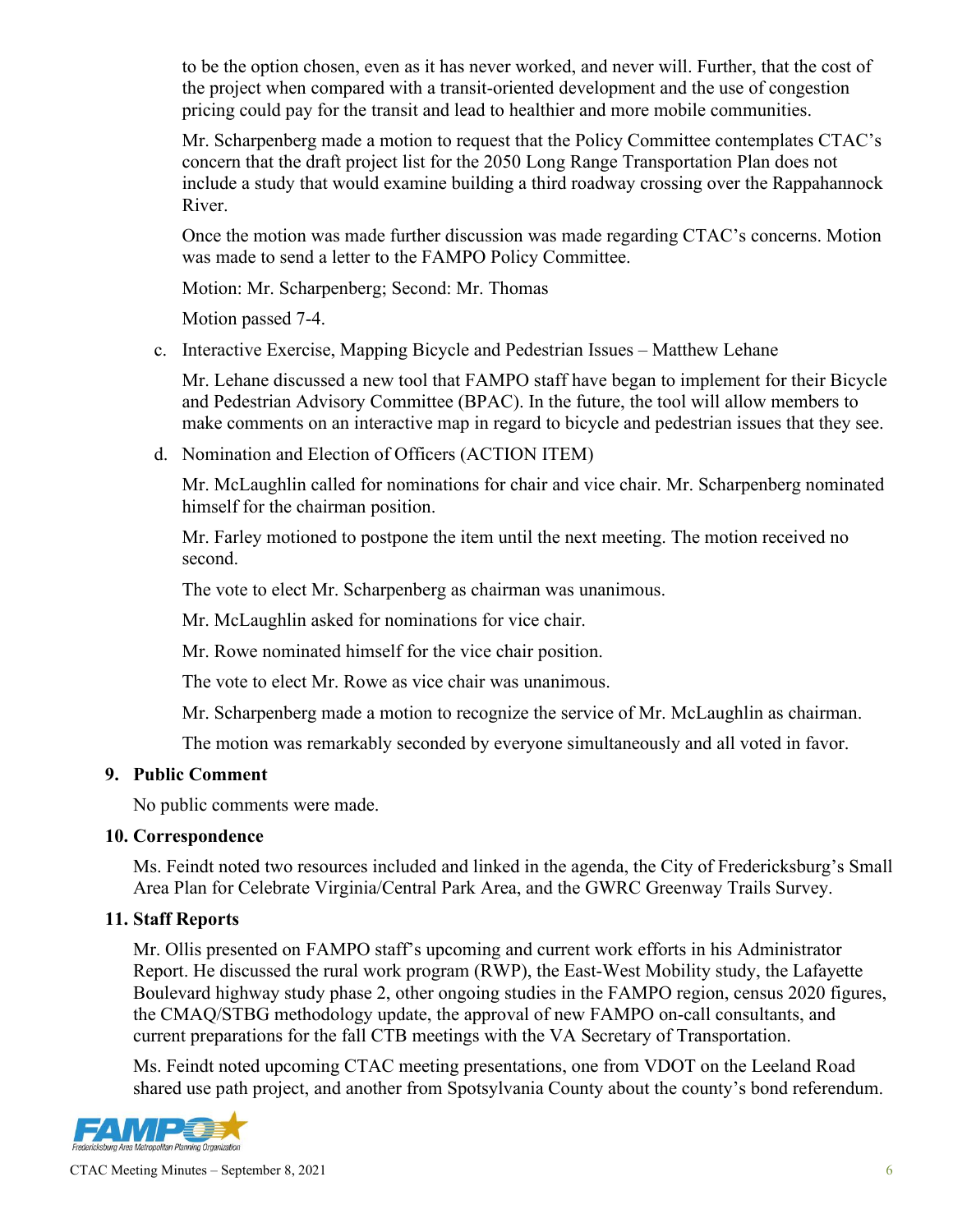to be the option chosen, even as it has never worked, and never will. Further, that the cost of the project when compared with a transit-oriented development and the use of congestion pricing could pay for the transit and lead to healthier and more mobile communities.

Mr. Scharpenberg made a motion to request that the Policy Committee contemplates CTAC's concern that the draft project list for the 2050 Long Range Transportation Plan does not include a study that would examine building a third roadway crossing over the Rappahannock River.

Once the motion was made further discussion was made regarding CTAC's concerns. Motion was made to send a letter to the FAMPO Policy Committee.

Motion: Mr. Scharpenberg; Second: Mr. Thomas

Motion passed 7-4.

c. Interactive Exercise, Mapping Bicycle and Pedestrian Issues – Matthew Lehane

Mr. Lehane discussed a new tool that FAMPO staff have began to implement for their Bicycle and Pedestrian Advisory Committee (BPAC). In the future, the tool will allow members to make comments on an interactive map in regard to bicycle and pedestrian issues that they see.

d. Nomination and Election of Officers (ACTION ITEM)

Mr. McLaughlin called for nominations for chair and vice chair. Mr. Scharpenberg nominated himself for the chairman position.

Mr. Farley motioned to postpone the item until the next meeting. The motion received no second.

The vote to elect Mr. Scharpenberg as chairman was unanimous.

Mr. McLaughlin asked for nominations for vice chair.

Mr. Rowe nominated himself for the vice chair position.

The vote to elect Mr. Rowe as vice chair was unanimous.

Mr. Scharpenberg made a motion to recognize the service of Mr. McLaughlin as chairman.

The motion was remarkably seconded by everyone simultaneously and all voted in favor.

## 9. Public Comment

No public comments were made.

## 10. Correspondence

Ms. Feindt noted two resources included and linked in the agenda, the City of Fredericksburg's Small Area Plan for Celebrate Virginia/Central Park Area, and the GWRC Greenway Trails Survey.

## 11. Staff Reports

Mr. Ollis presented on FAMPO staff's upcoming and current work efforts in his Administrator Report. He discussed the rural work program (RWP), the East-West Mobility study, the Lafayette Boulevard highway study phase 2, other ongoing studies in the FAMPO region, census 2020 figures, the CMAQ/STBG methodology update, the approval of new FAMPO on-call consultants, and current preparations for the fall CTB meetings with the VA Secretary of Transportation.

Ms. Feindt noted upcoming CTAC meeting presentations, one from VDOT on the Leeland Road shared use path project, and another from Spotsylvania County about the county's bond referendum.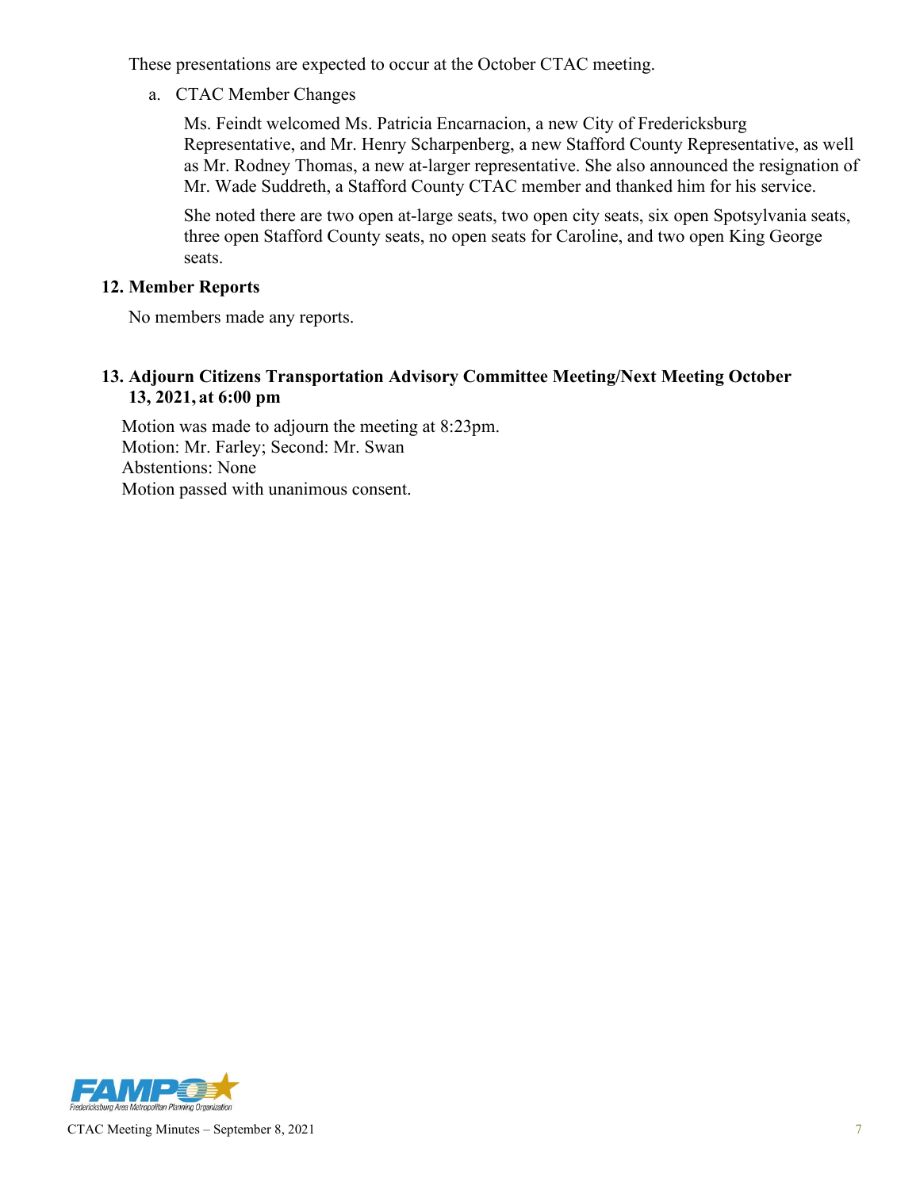These presentations are expected to occur at the October CTAC meeting.

a. CTAC Member Changes

Ms. Feindt welcomed Ms. Patricia Encarnacion, a new City of Fredericksburg Representative, and Mr. Henry Scharpenberg, a new Stafford County Representative, as well as Mr. Rodney Thomas, a new at-larger representative. She also announced the resignation of Mr. Wade Suddreth, a Stafford County CTAC member and thanked him for his service.

She noted there are two open at-large seats, two open city seats, six open Spotsylvania seats, three open Stafford County seats, no open seats for Caroline, and two open King George seats.

**12. Member Reports**

No members made any reports.

**13. Adjourn Citizens Transportation Advisory Committee Meeting/Next Meeting October 13, 2021, at 6:00 pm**

Motion was made to adjourn the meeting at 8:23pm.
Motion: Mr. Farley; Second: Mr. Swan
Abstentions: None
Motion passed with unanimous consent.